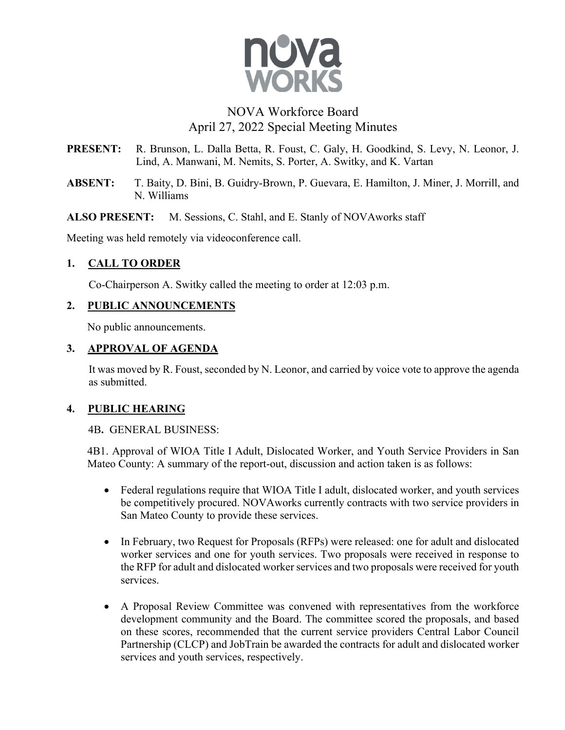# NOVA Workforce Board
## April 27, 2022 Special Meeting Minutes

**PRESENT:** R. Brunson, L. Dalla Betta, R. Foust, C. Galy, H. Goodkind, S. Levy, N. Leonor, J. Lind, A. Manwani, M. Nemits, S. Porter, A. Switky, and K. Vartan

**ABSENT:** T. Baity, D. Bini, B. Guidry-Brown, P. Guevara, E. Hamilton, J. Miner, J. Morrill, and N. Williams

**ALSO PRESENT:** M. Sessions, C. Stahl, and E. Stanly of NOVAworks staff

Meeting was held remotely via videoconference call.

### 1. CALL TO ORDER

Co-Chairperson A. Switky called the meeting to order at 12:03 p.m.

### 2. PUBLIC ANNOUNCEMENTS

No public announcements.

### 3. APPROVAL OF AGENDA

It was moved by R. Foust, seconded by N. Leonor, and carried by voice vote to approve the agenda as submitted.

### 4. PUBLIC HEARING

4B**.** GENERAL BUSINESS:

4B1. Approval of WIOA Title I Adult, Dislocated Worker, and Youth Service Providers in San Mateo County: A summary of the report-out, discussion and action taken is as follows:

- Federal regulations require that WIOA Title I adult, dislocated worker, and youth services be competitively procured. NOVAworks currently contracts with two service providers in San Mateo County to provide these services.
- In February, two Request for Proposals (RFPs) were released: one for adult and dislocated worker services and one for youth services. Two proposals were received in response to the RFP for adult and dislocated worker services and two proposals were received for youth services.
- A Proposal Review Committee was convened with representatives from the workforce development community and the Board. The committee scored the proposals, and based on these scores, recommended that the current service providers Central Labor Council Partnership (CLCP) and JobTrain be awarded the contracts for adult and dislocated worker services and youth services, respectively.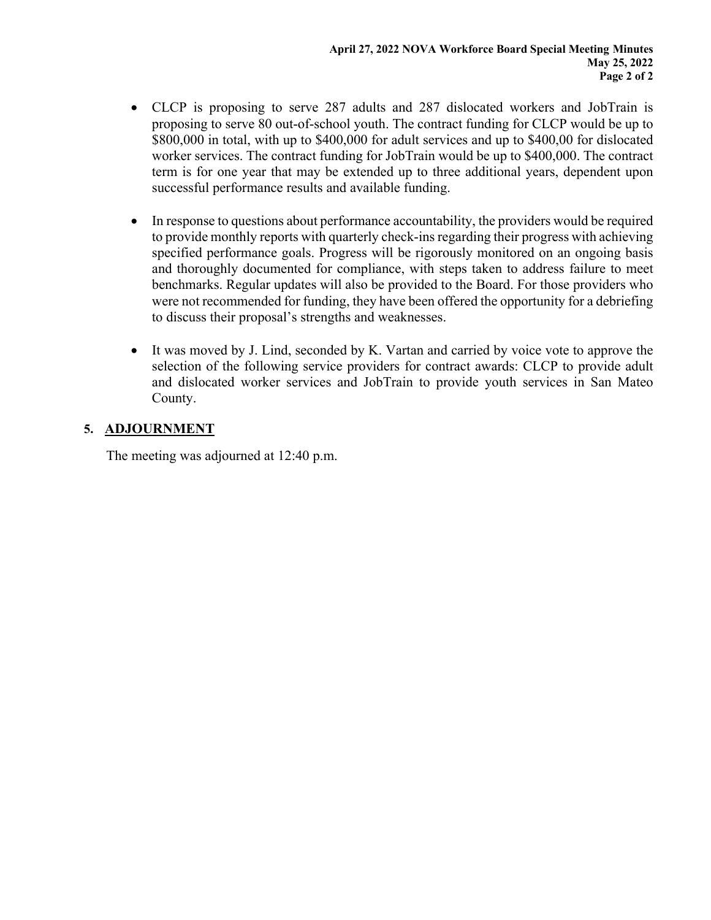- CLCP is proposing to serve 287 adults and 287 dislocated workers and JobTrain is proposing to serve 80 out-of-school youth. The contract funding for CLCP would be up to $800,000 in total, with up to $400,000 for adult services and up to $400,00 for dislocated worker services. The contract funding for JobTrain would be up to $400,000. The contract term is for one year that may be extended up to three additional years, dependent upon successful performance results and available funding.

- In response to questions about performance accountability, the providers would be required to provide monthly reports with quarterly check-ins regarding their progress with achieving specified performance goals. Progress will be rigorously monitored on an ongoing basis and thoroughly documented for compliance, with steps taken to address failure to meet benchmarks. Regular updates will also be provided to the Board. For those providers who were not recommended for funding, they have been offered the opportunity for a debriefing to discuss their proposal's strengths and weaknesses.

- It was moved by J. Lind, seconded by K. Vartan and carried by voice vote to approve the selection of the following service providers for contract awards: CLCP to provide adult and dislocated worker services and JobTrain to provide youth services in San Mateo County.

## 5. ADJOURNMENT

The meeting was adjourned at 12:40 p.m.